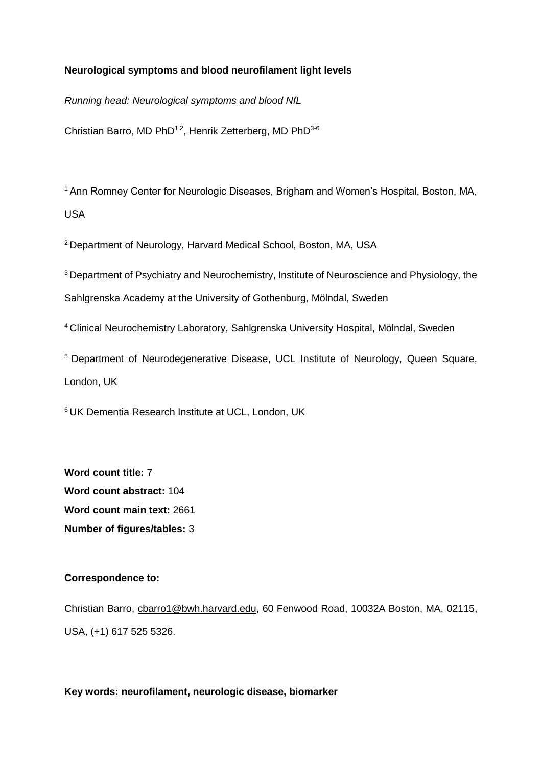**Neurological symptoms and blood neurofilament light levels**

*Running head: Neurological symptoms and blood NfL*

Christian Barro, MD PhD[1,2], Henrik Zetterberg, MD PhD[3-6]

[1] Ann Romney Center for Neurologic Diseases, Brigham and Women's Hospital, Boston, MA, USA

[2] Department of Neurology, Harvard Medical School, Boston, MA, USA

[3] Department of Psychiatry and Neurochemistry, Institute of Neuroscience and Physiology, the Sahlgrenska Academy at the University of Gothenburg, Mölndal, Sweden

[4] Clinical Neurochemistry Laboratory, Sahlgrenska University Hospital, Mölndal, Sweden

[5] Department of Neurodegenerative Disease, UCL Institute of Neurology, Queen Square, London, UK

[6] UK Dementia Research Institute at UCL, London, UK

**Word count title:** 7
**Word count abstract:** 104
**Word count main text:** 2661
**Number of figures/tables:** 3

**Correspondence to:**

Christian Barro, cbarro1@bwh.harvard.edu, 60 Fenwood Road, 10032A Boston, MA, 02115, USA, (+1) 617 525 5326.

**Key words: neurofilament, neurologic disease, biomarker**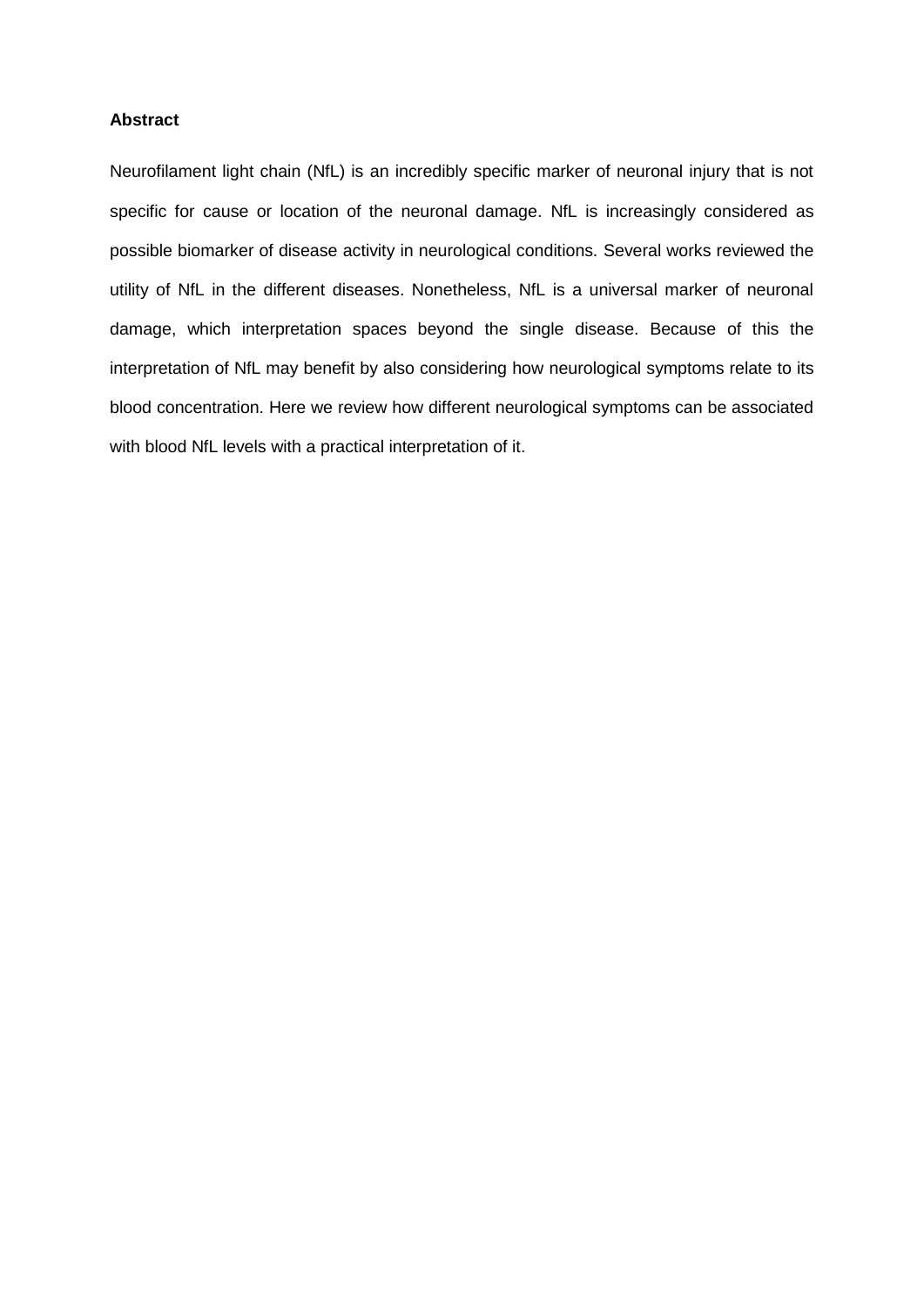**Abstract**

Neurofilament light chain (NfL) is an incredibly specific marker of neuronal injury that is not specific for cause or location of the neuronal damage. NfL is increasingly considered as possible biomarker of disease activity in neurological conditions. Several works reviewed the utility of NfL in the different diseases. Nonetheless, NfL is a universal marker of neuronal damage, which interpretation spaces beyond the single disease. Because of this the interpretation of NfL may benefit by also considering how neurological symptoms relate to its blood concentration. Here we review how different neurological symptoms can be associated with blood NfL levels with a practical interpretation of it.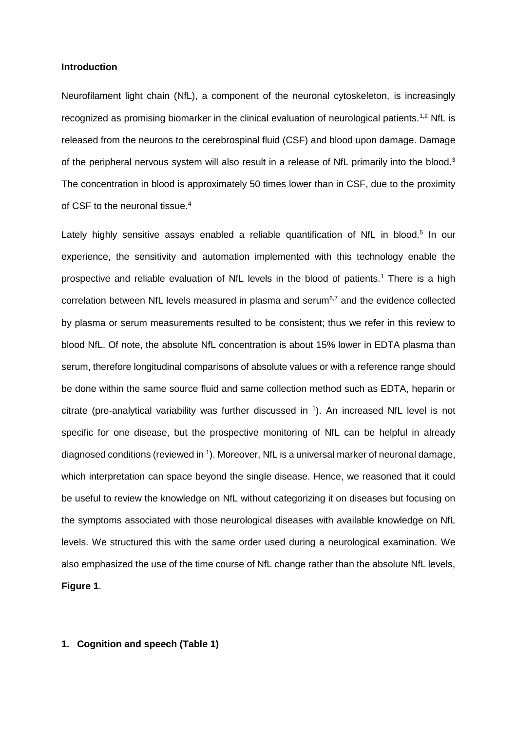**Introduction**

Neurofilament light chain (NfL), a component of the neuronal cytoskeleton, is increasingly recognized as promising biomarker in the clinical evaluation of neurological patients.[1,2] NfL is released from the neurons to the cerebrospinal fluid (CSF) and blood upon damage. Damage of the peripheral nervous system will also result in a release of NfL primarily into the blood.[3] The concentration in blood is approximately 50 times lower than in CSF, due to the proximity of CSF to the neuronal tissue.[4]

Lately highly sensitive assays enabled a reliable quantification of NfL in blood.[5] In our experience, the sensitivity and automation implemented with this technology enable the prospective and reliable evaluation of NfL levels in the blood of patients.[1] There is a high correlation between NfL levels measured in plasma and serum[6,7] and the evidence collected by plasma or serum measurements resulted to be consistent; thus we refer in this review to blood NfL. Of note, the absolute NfL concentration is about 15% lower in EDTA plasma than serum, therefore longitudinal comparisons of absolute values or with a reference range should be done within the same source fluid and same collection method such as EDTA, heparin or citrate (pre-analytical variability was further discussed in [1]). An increased NfL level is not specific for one disease, but the prospective monitoring of NfL can be helpful in already diagnosed conditions (reviewed in [1]). Moreover, NfL is a universal marker of neuronal damage, which interpretation can space beyond the single disease. Hence, we reasoned that it could be useful to review the knowledge on NfL without categorizing it on diseases but focusing on the symptoms associated with those neurological diseases with available knowledge on NfL levels. We structured this with the same order used during a neurological examination. We also emphasized the use of the time course of NfL change rather than the absolute NfL levels, **Figure 1**.

**1. Cognition and speech (Table 1)**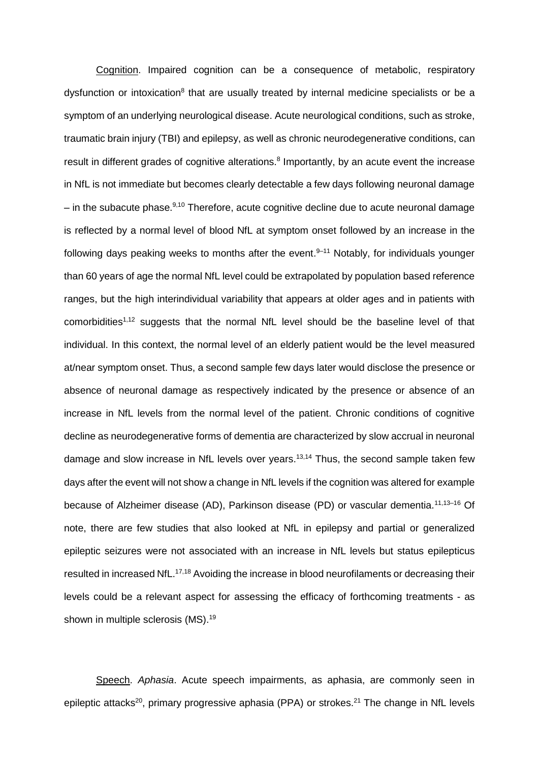Cognition. Impaired cognition can be a consequence of metabolic, respiratory dysfunction or intoxication[8] that are usually treated by internal medicine specialists or be a symptom of an underlying neurological disease. Acute neurological conditions, such as stroke, traumatic brain injury (TBI) and epilepsy, as well as chronic neurodegenerative conditions, can result in different grades of cognitive alterations.[8] Importantly, by an acute event the increase in NfL is not immediate but becomes clearly detectable a few days following neuronal damage – in the subacute phase.[9,10] Therefore, acute cognitive decline due to acute neuronal damage is reflected by a normal level of blood NfL at symptom onset followed by an increase in the following days peaking weeks to months after the event.[9–11] Notably, for individuals younger than 60 years of age the normal NfL level could be extrapolated by population based reference ranges, but the high interindividual variability that appears at older ages and in patients with comorbidities[1,12] suggests that the normal NfL level should be the baseline level of that individual. In this context, the normal level of an elderly patient would be the level measured at/near symptom onset. Thus, a second sample few days later would disclose the presence or absence of neuronal damage as respectively indicated by the presence or absence of an increase in NfL levels from the normal level of the patient. Chronic conditions of cognitive decline as neurodegenerative forms of dementia are characterized by slow accrual in neuronal damage and slow increase in NfL levels over years.[13,14] Thus, the second sample taken few days after the event will not show a change in NfL levels if the cognition was altered for example because of Alzheimer disease (AD), Parkinson disease (PD) or vascular dementia.[11,13–16] Of note, there are few studies that also looked at NfL in epilepsy and partial or generalized epileptic seizures were not associated with an increase in NfL levels but status epilepticus resulted in increased NfL.[17,18] Avoiding the increase in blood neurofilaments or decreasing their levels could be a relevant aspect for assessing the efficacy of forthcoming treatments - as shown in multiple sclerosis (MS).[19]

Speech. *Aphasia*. Acute speech impairments, as aphasia, are commonly seen in epileptic attacks[20], primary progressive aphasia (PPA) or strokes.[21] The change in NfL levels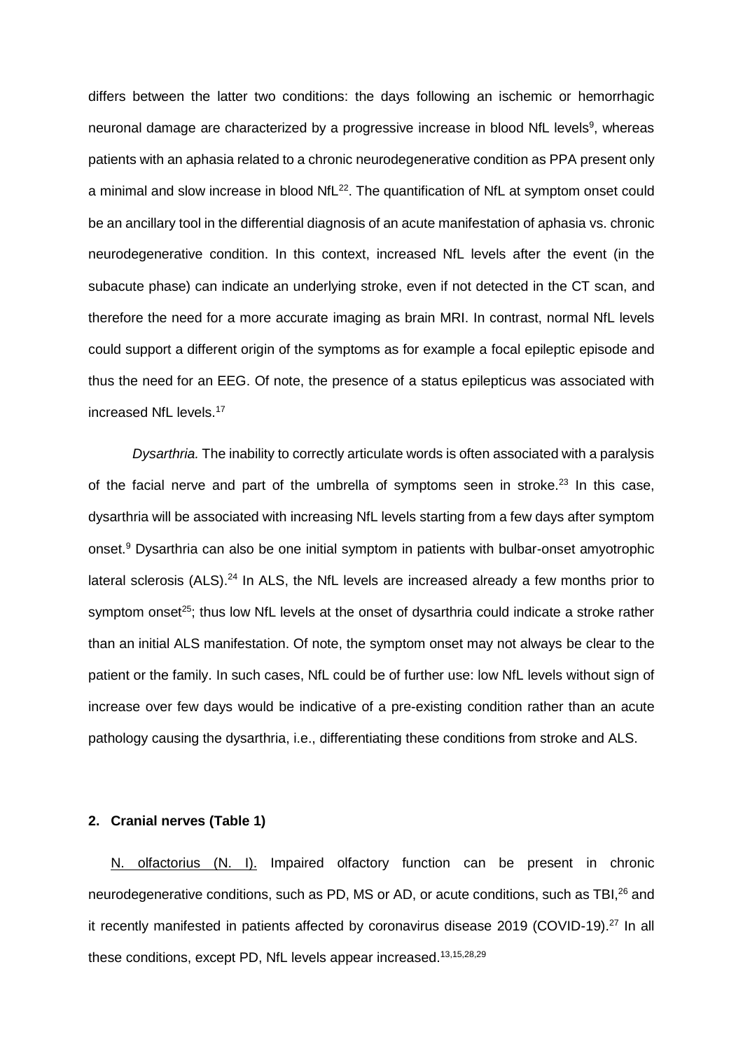differs between the latter two conditions: the days following an ischemic or hemorrhagic neuronal damage are characterized by a progressive increase in blood NfL levels[9], whereas patients with an aphasia related to a chronic neurodegenerative condition as PPA present only a minimal and slow increase in blood NfL[22]. The quantification of NfL at symptom onset could be an ancillary tool in the differential diagnosis of an acute manifestation of aphasia vs. chronic neurodegenerative condition. In this context, increased NfL levels after the event (in the subacute phase) can indicate an underlying stroke, even if not detected in the CT scan, and therefore the need for a more accurate imaging as brain MRI. In contrast, normal NfL levels could support a different origin of the symptoms as for example a focal epileptic episode and thus the need for an EEG. Of note, the presence of a status epilepticus was associated with increased NfL levels.[17]

*Dysarthria.* The inability to correctly articulate words is often associated with a paralysis of the facial nerve and part of the umbrella of symptoms seen in stroke.[23] In this case, dysarthria will be associated with increasing NfL levels starting from a few days after symptom onset.[9] Dysarthria can also be one initial symptom in patients with bulbar-onset amyotrophic lateral sclerosis (ALS).[24] In ALS, the NfL levels are increased already a few months prior to symptom onset[25]; thus low NfL levels at the onset of dysarthria could indicate a stroke rather than an initial ALS manifestation. Of note, the symptom onset may not always be clear to the patient or the family. In such cases, NfL could be of further use: low NfL levels without sign of increase over few days would be indicative of a pre-existing condition rather than an acute pathology causing the dysarthria, i.e., differentiating these conditions from stroke and ALS.

## 2. Cranial nerves (Table 1)

N. olfactorius (N. I). Impaired olfactory function can be present in chronic neurodegenerative conditions, such as PD, MS or AD, or acute conditions, such as TBI,[26] and it recently manifested in patients affected by coronavirus disease 2019 (COVID-19).[27] In all these conditions, except PD, NfL levels appear increased.[13,15,28,29]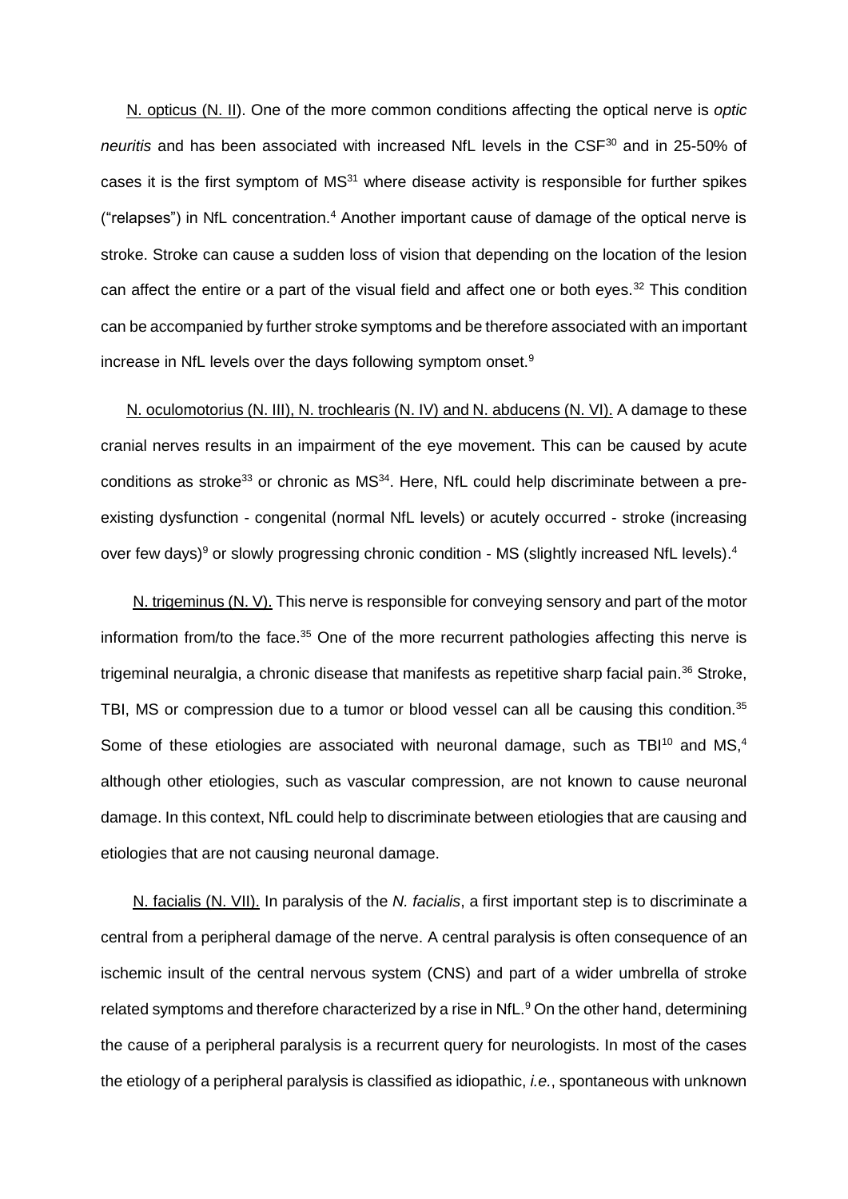N. opticus (N. II). One of the more common conditions affecting the optical nerve is *optic neuritis* and has been associated with increased NfL levels in the CSF[30] and in 25-50% of cases it is the first symptom of MS[31] where disease activity is responsible for further spikes ("relapses") in NfL concentration.[4] Another important cause of damage of the optical nerve is stroke. Stroke can cause a sudden loss of vision that depending on the location of the lesion can affect the entire or a part of the visual field and affect one or both eyes.[32] This condition can be accompanied by further stroke symptoms and be therefore associated with an important increase in NfL levels over the days following symptom onset.[9]

N. oculomotorius (N. III), N. trochlearis (N. IV) and N. abducens (N. VI). A damage to these cranial nerves results in an impairment of the eye movement. This can be caused by acute conditions as stroke[33] or chronic as MS[34]. Here, NfL could help discriminate between a pre-existing dysfunction - congenital (normal NfL levels) or acutely occurred - stroke (increasing over few days)[9] or slowly progressing chronic condition - MS (slightly increased NfL levels).[4]

N. trigeminus (N. V). This nerve is responsible for conveying sensory and part of the motor information from/to the face.[35] One of the more recurrent pathologies affecting this nerve is trigeminal neuralgia, a chronic disease that manifests as repetitive sharp facial pain.[36] Stroke, TBI, MS or compression due to a tumor or blood vessel can all be causing this condition.[35] Some of these etiologies are associated with neuronal damage, such as TBI[10] and MS,[4] although other etiologies, such as vascular compression, are not known to cause neuronal damage. In this context, NfL could help to discriminate between etiologies that are causing and etiologies that are not causing neuronal damage.

N. facialis (N. VII). In paralysis of the *N. facialis*, a first important step is to discriminate a central from a peripheral damage of the nerve. A central paralysis is often consequence of an ischemic insult of the central nervous system (CNS) and part of a wider umbrella of stroke related symptoms and therefore characterized by a rise in NfL.[9] On the other hand, determining the cause of a peripheral paralysis is a recurrent query for neurologists. In most of the cases the etiology of a peripheral paralysis is classified as idiopathic, *i.e.*, spontaneous with unknown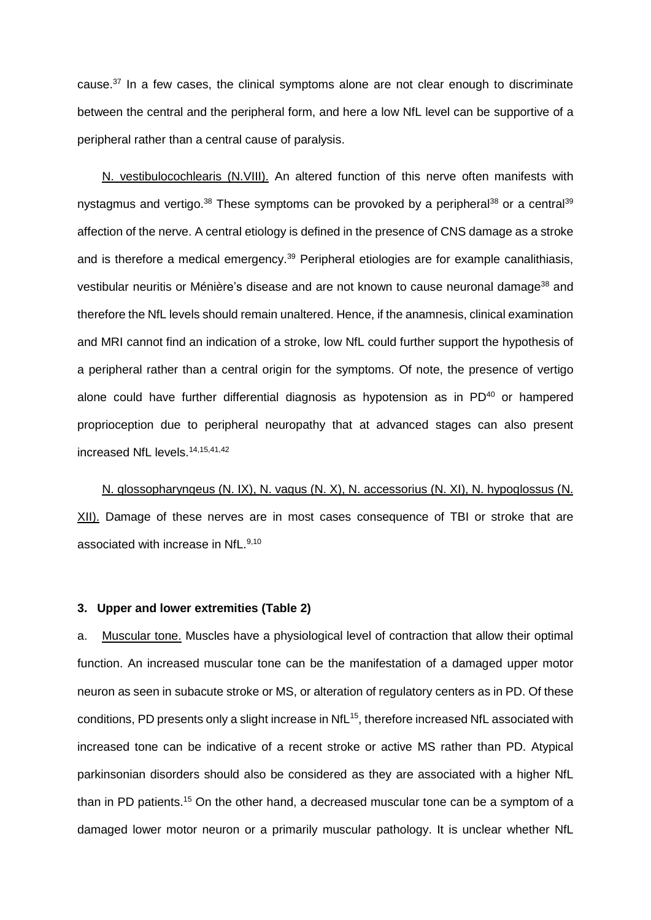cause.[37] In a few cases, the clinical symptoms alone are not clear enough to discriminate between the central and the peripheral form, and here a low NfL level can be supportive of a peripheral rather than a central cause of paralysis.

N. vestibulocochlearis (N.VIII). An altered function of this nerve often manifests with nystagmus and vertigo.[38] These symptoms can be provoked by a peripheral[38] or a central[39] affection of the nerve. A central etiology is defined in the presence of CNS damage as a stroke and is therefore a medical emergency.[39] Peripheral etiologies are for example canalithiasis, vestibular neuritis or Ménière's disease and are not known to cause neuronal damage[38] and therefore the NfL levels should remain unaltered. Hence, if the anamnesis, clinical examination and MRI cannot find an indication of a stroke, low NfL could further support the hypothesis of a peripheral rather than a central origin for the symptoms. Of note, the presence of vertigo alone could have further differential diagnosis as hypotension as in PD[40] or hampered proprioception due to peripheral neuropathy that at advanced stages can also present increased NfL levels.[14,15,41,42]

N. glossopharyngeus (N. IX), N. vagus (N. X), N. accessorius (N. XI), N. hypoglossus (N. XII). Damage of these nerves are in most cases consequence of TBI or stroke that are associated with increase in NfL.[9,10]

### 3. Upper and lower extremities (Table 2)

a. Muscular tone. Muscles have a physiological level of contraction that allow their optimal function. An increased muscular tone can be the manifestation of a damaged upper motor neuron as seen in subacute stroke or MS, or alteration of regulatory centers as in PD. Of these conditions, PD presents only a slight increase in NfL[15], therefore increased NfL associated with increased tone can be indicative of a recent stroke or active MS rather than PD. Atypical parkinsonian disorders should also be considered as they are associated with a higher NfL than in PD patients.[15] On the other hand, a decreased muscular tone can be a symptom of a damaged lower motor neuron or a primarily muscular pathology. It is unclear whether NfL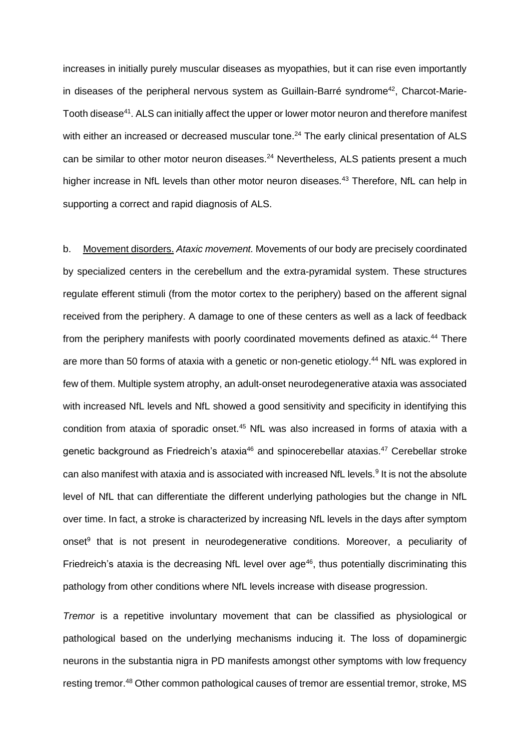increases in initially purely muscular diseases as myopathies, but it can rise even importantly in diseases of the peripheral nervous system as Guillain-Barré syndrome[42], Charcot-Marie-Tooth disease[41]. ALS can initially affect the upper or lower motor neuron and therefore manifest with either an increased or decreased muscular tone.[24] The early clinical presentation of ALS can be similar to other motor neuron diseases.[24] Nevertheless, ALS patients present a much higher increase in NfL levels than other motor neuron diseases.[43] Therefore, NfL can help in supporting a correct and rapid diagnosis of ALS.

b. Movement disorders. *Ataxic movement.* Movements of our body are precisely coordinated by specialized centers in the cerebellum and the extra-pyramidal system. These structures regulate efferent stimuli (from the motor cortex to the periphery) based on the afferent signal received from the periphery. A damage to one of these centers as well as a lack of feedback from the periphery manifests with poorly coordinated movements defined as ataxic.[44] There are more than 50 forms of ataxia with a genetic or non-genetic etiology.[44] NfL was explored in few of them. Multiple system atrophy, an adult-onset neurodegenerative ataxia was associated with increased NfL levels and NfL showed a good sensitivity and specificity in identifying this condition from ataxia of sporadic onset.[45] NfL was also increased in forms of ataxia with a genetic background as Friedreich's ataxia[46] and spinocerebellar ataxias.[47] Cerebellar stroke can also manifest with ataxia and is associated with increased NfL levels.[9] It is not the absolute level of NfL that can differentiate the different underlying pathologies but the change in NfL over time. In fact, a stroke is characterized by increasing NfL levels in the days after symptom onset[9] that is not present in neurodegenerative conditions. Moreover, a peculiarity of Friedreich's ataxia is the decreasing NfL level over age[46], thus potentially discriminating this pathology from other conditions where NfL levels increase with disease progression.

*Tremor* is a repetitive involuntary movement that can be classified as physiological or pathological based on the underlying mechanisms inducing it. The loss of dopaminergic neurons in the substantia nigra in PD manifests amongst other symptoms with low frequency resting tremor.[48] Other common pathological causes of tremor are essential tremor, stroke, MS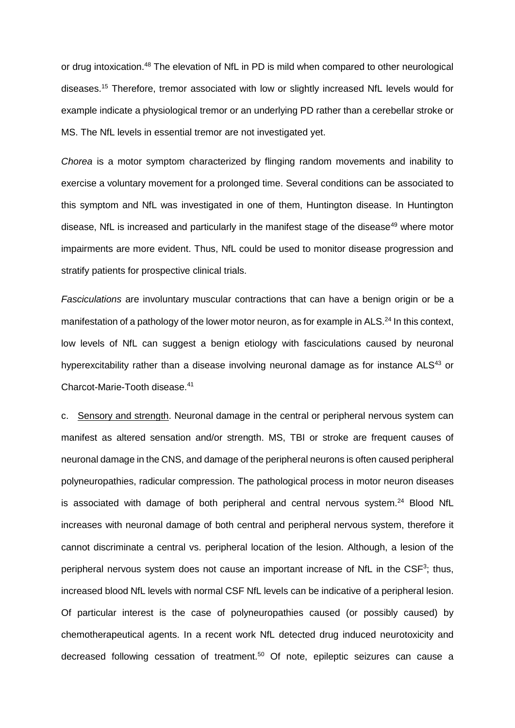or drug intoxication.[48] The elevation of NfL in PD is mild when compared to other neurological diseases.[15] Therefore, tremor associated with low or slightly increased NfL levels would for example indicate a physiological tremor or an underlying PD rather than a cerebellar stroke or MS. The NfL levels in essential tremor are not investigated yet.

*Chorea* is a motor symptom characterized by flinging random movements and inability to exercise a voluntary movement for a prolonged time. Several conditions can be associated to this symptom and NfL was investigated in one of them, Huntington disease. In Huntington disease, NfL is increased and particularly in the manifest stage of the disease[49] where motor impairments are more evident. Thus, NfL could be used to monitor disease progression and stratify patients for prospective clinical trials.

*Fasciculations* are involuntary muscular contractions that can have a benign origin or be a manifestation of a pathology of the lower motor neuron, as for example in ALS.[24] In this context, low levels of NfL can suggest a benign etiology with fasciculations caused by neuronal hyperexcitability rather than a disease involving neuronal damage as for instance ALS[43] or Charcot-Marie-Tooth disease.[41]

c. Sensory and strength. Neuronal damage in the central or peripheral nervous system can manifest as altered sensation and/or strength. MS, TBI or stroke are frequent causes of neuronal damage in the CNS, and damage of the peripheral neurons is often caused peripheral polyneuropathies, radicular compression. The pathological process in motor neuron diseases is associated with damage of both peripheral and central nervous system.[24] Blood NfL increases with neuronal damage of both central and peripheral nervous system, therefore it cannot discriminate a central vs. peripheral location of the lesion. Although, a lesion of the peripheral nervous system does not cause an important increase of NfL in the CSF[3]; thus, increased blood NfL levels with normal CSF NfL levels can be indicative of a peripheral lesion. Of particular interest is the case of polyneuropathies caused (or possibly caused) by chemotherapeutical agents. In a recent work NfL detected drug induced neurotoxicity and decreased following cessation of treatment.[50] Of note, epileptic seizures can cause a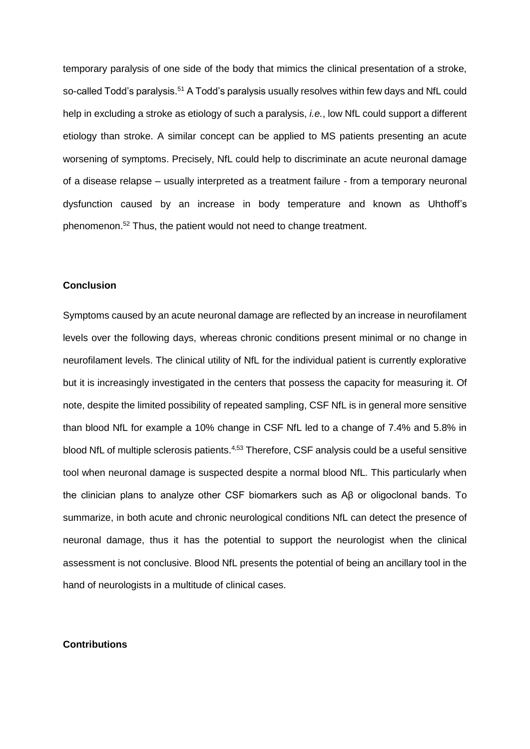temporary paralysis of one side of the body that mimics the clinical presentation of a stroke, so-called Todd's paralysis.[51] A Todd's paralysis usually resolves within few days and NfL could help in excluding a stroke as etiology of such a paralysis, *i.e.*, low NfL could support a different etiology than stroke. A similar concept can be applied to MS patients presenting an acute worsening of symptoms. Precisely, NfL could help to discriminate an acute neuronal damage of a disease relapse – usually interpreted as a treatment failure - from a temporary neuronal dysfunction caused by an increase in body temperature and known as Uhthoff's phenomenon.[52] Thus, the patient would not need to change treatment.

**Conclusion**

Symptoms caused by an acute neuronal damage are reflected by an increase in neurofilament levels over the following days, whereas chronic conditions present minimal or no change in neurofilament levels. The clinical utility of NfL for the individual patient is currently explorative but it is increasingly investigated in the centers that possess the capacity for measuring it. Of note, despite the limited possibility of repeated sampling, CSF NfL is in general more sensitive than blood NfL for example a 10% change in CSF NfL led to a change of 7.4% and 5.8% in blood NfL of multiple sclerosis patients.[4,53] Therefore, CSF analysis could be a useful sensitive tool when neuronal damage is suspected despite a normal blood NfL. This particularly when the clinician plans to analyze other CSF biomarkers such as Aβ or oligoclonal bands. To summarize, in both acute and chronic neurological conditions NfL can detect the presence of neuronal damage, thus it has the potential to support the neurologist when the clinical assessment is not conclusive. Blood NfL presents the potential of being an ancillary tool in the hand of neurologists in a multitude of clinical cases.

**Contributions**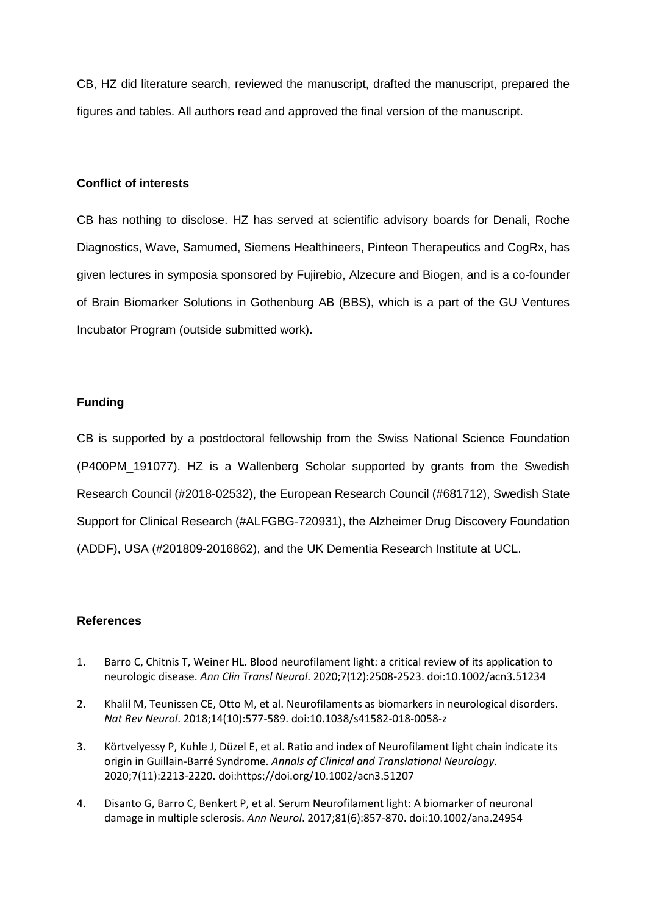CB, HZ did literature search, reviewed the manuscript, drafted the manuscript, prepared the figures and tables. All authors read and approved the final version of the manuscript.

## Conflict of interests

CB has nothing to disclose. HZ has served at scientific advisory boards for Denali, Roche Diagnostics, Wave, Samumed, Siemens Healthineers, Pinteon Therapeutics and CogRx, has given lectures in symposia sponsored by Fujirebio, Alzecure and Biogen, and is a co-founder of Brain Biomarker Solutions in Gothenburg AB (BBS), which is a part of the GU Ventures Incubator Program (outside submitted work).

## Funding

CB is supported by a postdoctoral fellowship from the Swiss National Science Foundation (P400PM_191077). HZ is a Wallenberg Scholar supported by grants from the Swedish Research Council (#2018-02532), the European Research Council (#681712), Swedish State Support for Clinical Research (#ALFGBG-720931), the Alzheimer Drug Discovery Foundation (ADDF), USA (#201809-2016862), and the UK Dementia Research Institute at UCL.

## References

1. Barro C, Chitnis T, Weiner HL. Blood neurofilament light: a critical review of its application to neurologic disease. *Ann Clin Transl Neurol*. 2020;7(12):2508-2523. doi:10.1002/acn3.51234
2. Khalil M, Teunissen CE, Otto M, et al. Neurofilaments as biomarkers in neurological disorders. *Nat Rev Neurol*. 2018;14(10):577-589. doi:10.1038/s41582-018-0058-z
3. Körtvelyessy P, Kuhle J, Düzel E, et al. Ratio and index of Neurofilament light chain indicate its origin in Guillain-Barré Syndrome. *Annals of Clinical and Translational Neurology*. 2020;7(11):2213-2220. doi:https://doi.org/10.1002/acn3.51207
4. Disanto G, Barro C, Benkert P, et al. Serum Neurofilament light: A biomarker of neuronal damage in multiple sclerosis. *Ann Neurol*. 2017;81(6):857-870. doi:10.1002/ana.24954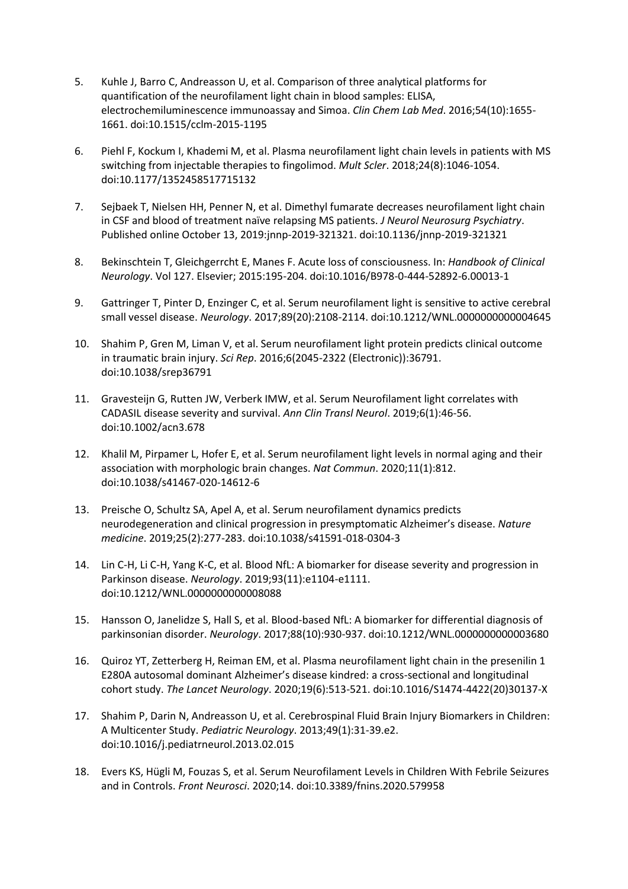5. Kuhle J, Barro C, Andreasson U, et al. Comparison of three analytical platforms for quantification of the neurofilament light chain in blood samples: ELISA, electrochemiluminescence immunoassay and Simoa. *Clin Chem Lab Med*. 2016;54(10):1655-1661. doi:10.1515/cclm-2015-1195

6. Piehl F, Kockum I, Khademi M, et al. Plasma neurofilament light chain levels in patients with MS switching from injectable therapies to fingolimod. *Mult Scler*. 2018;24(8):1046-1054. doi:10.1177/1352458517715132

7. Sejbaek T, Nielsen HH, Penner N, et al. Dimethyl fumarate decreases neurofilament light chain in CSF and blood of treatment naïve relapsing MS patients. *J Neurol Neurosurg Psychiatry*. Published online October 13, 2019:jnnp-2019-321321. doi:10.1136/jnnp-2019-321321

8. Bekinschtein T, Gleichgerrcht E, Manes F. Acute loss of consciousness. In: *Handbook of Clinical Neurology*. Vol 127. Elsevier; 2015:195-204. doi:10.1016/B978-0-444-52892-6.00013-1

9. Gattringer T, Pinter D, Enzinger C, et al. Serum neurofilament light is sensitive to active cerebral small vessel disease. *Neurology*. 2017;89(20):2108-2114. doi:10.1212/WNL.0000000000004645

10. Shahim P, Gren M, Liman V, et al. Serum neurofilament light protein predicts clinical outcome in traumatic brain injury. *Sci Rep*. 2016;6(2045-2322 (Electronic)):36791. doi:10.1038/srep36791

11. Gravesteijn G, Rutten JW, Verberk IMW, et al. Serum Neurofilament light correlates with CADASIL disease severity and survival. *Ann Clin Transl Neurol*. 2019;6(1):46-56. doi:10.1002/acn3.678

12. Khalil M, Pirpamer L, Hofer E, et al. Serum neurofilament light levels in normal aging and their association with morphologic brain changes. *Nat Commun*. 2020;11(1):812. doi:10.1038/s41467-020-14612-6

13. Preische O, Schultz SA, Apel A, et al. Serum neurofilament dynamics predicts neurodegeneration and clinical progression in presymptomatic Alzheimer's disease. *Nature medicine*. 2019;25(2):277-283. doi:10.1038/s41591-018-0304-3

14. Lin C-H, Li C-H, Yang K-C, et al. Blood NfL: A biomarker for disease severity and progression in Parkinson disease. *Neurology*. 2019;93(11):e1104-e1111. doi:10.1212/WNL.0000000000008088

15. Hansson O, Janelidze S, Hall S, et al. Blood-based NfL: A biomarker for differential diagnosis of parkinsonian disorder. *Neurology*. 2017;88(10):930-937. doi:10.1212/WNL.0000000000003680

16. Quiroz YT, Zetterberg H, Reiman EM, et al. Plasma neurofilament light chain in the presenilin 1 E280A autosomal dominant Alzheimer's disease kindred: a cross-sectional and longitudinal cohort study. *The Lancet Neurology*. 2020;19(6):513-521. doi:10.1016/S1474-4422(20)30137-X

17. Shahim P, Darin N, Andreasson U, et al. Cerebrospinal Fluid Brain Injury Biomarkers in Children: A Multicenter Study. *Pediatric Neurology*. 2013;49(1):31-39.e2. doi:10.1016/j.pediatrneurol.2013.02.015

18. Evers KS, Hügli M, Fouzas S, et al. Serum Neurofilament Levels in Children With Febrile Seizures and in Controls. *Front Neurosci*. 2020;14. doi:10.3389/fnins.2020.579958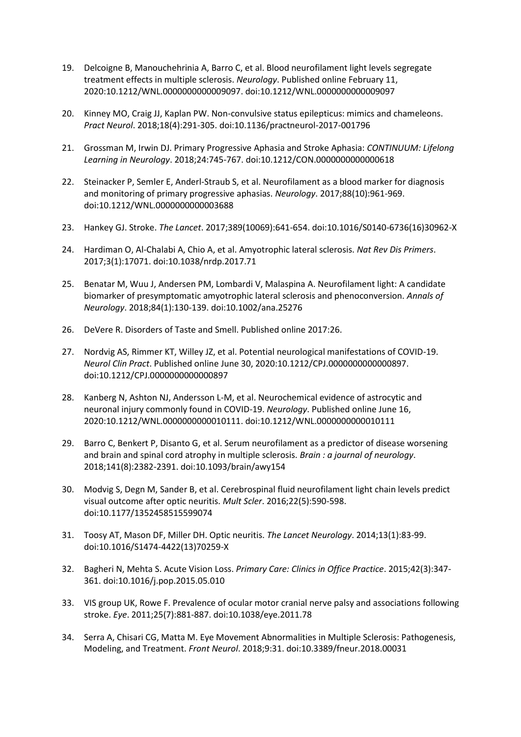19. Delcoigne B, Manouchehrinia A, Barro C, et al. Blood neurofilament light levels segregate treatment effects in multiple sclerosis. *Neurology*. Published online February 11, 2020:10.1212/WNL.0000000000009097. doi:10.1212/WNL.0000000000009097

20. Kinney MO, Craig JJ, Kaplan PW. Non-convulsive status epilepticus: mimics and chameleons. *Pract Neurol*. 2018;18(4):291-305. doi:10.1136/practneurol-2017-001796

21. Grossman M, Irwin DJ. Primary Progressive Aphasia and Stroke Aphasia: *CONTINUUM: Lifelong Learning in Neurology*. 2018;24:745-767. doi:10.1212/CON.0000000000000618

22. Steinacker P, Semler E, Anderl-Straub S, et al. Neurofilament as a blood marker for diagnosis and monitoring of primary progressive aphasias. *Neurology*. 2017;88(10):961-969. doi:10.1212/WNL.0000000000003688

23. Hankey GJ. Stroke. *The Lancet*. 2017;389(10069):641-654. doi:10.1016/S0140-6736(16)30962-X

24. Hardiman O, Al-Chalabi A, Chio A, et al. Amyotrophic lateral sclerosis. *Nat Rev Dis Primers*. 2017;3(1):17071. doi:10.1038/nrdp.2017.71

25. Benatar M, Wuu J, Andersen PM, Lombardi V, Malaspina A. Neurofilament light: A candidate biomarker of presymptomatic amyotrophic lateral sclerosis and phenoconversion. *Annals of Neurology*. 2018;84(1):130-139. doi:10.1002/ana.25276

26. DeVere R. Disorders of Taste and Smell. Published online 2017:26.

27. Nordvig AS, Rimmer KT, Willey JZ, et al. Potential neurological manifestations of COVID-19. *Neurol Clin Pract*. Published online June 30, 2020:10.1212/CPJ.0000000000000897. doi:10.1212/CPJ.0000000000000897

28. Kanberg N, Ashton NJ, Andersson L-M, et al. Neurochemical evidence of astrocytic and neuronal injury commonly found in COVID-19. *Neurology*. Published online June 16, 2020:10.1212/WNL.0000000000010111. doi:10.1212/WNL.0000000000010111

29. Barro C, Benkert P, Disanto G, et al. Serum neurofilament as a predictor of disease worsening and brain and spinal cord atrophy in multiple sclerosis. *Brain : a journal of neurology*. 2018;141(8):2382-2391. doi:10.1093/brain/awy154

30. Modvig S, Degn M, Sander B, et al. Cerebrospinal fluid neurofilament light chain levels predict visual outcome after optic neuritis. *Mult Scler*. 2016;22(5):590-598. doi:10.1177/1352458515599074

31. Toosy AT, Mason DF, Miller DH. Optic neuritis. *The Lancet Neurology*. 2014;13(1):83-99. doi:10.1016/S1474-4422(13)70259-X

32. Bagheri N, Mehta S. Acute Vision Loss. *Primary Care: Clinics in Office Practice*. 2015;42(3):347-361. doi:10.1016/j.pop.2015.05.010

33. VIS group UK, Rowe F. Prevalence of ocular motor cranial nerve palsy and associations following stroke. *Eye*. 2011;25(7):881-887. doi:10.1038/eye.2011.78

34. Serra A, Chisari CG, Matta M. Eye Movement Abnormalities in Multiple Sclerosis: Pathogenesis, Modeling, and Treatment. *Front Neurol*. 2018;9:31. doi:10.3389/fneur.2018.00031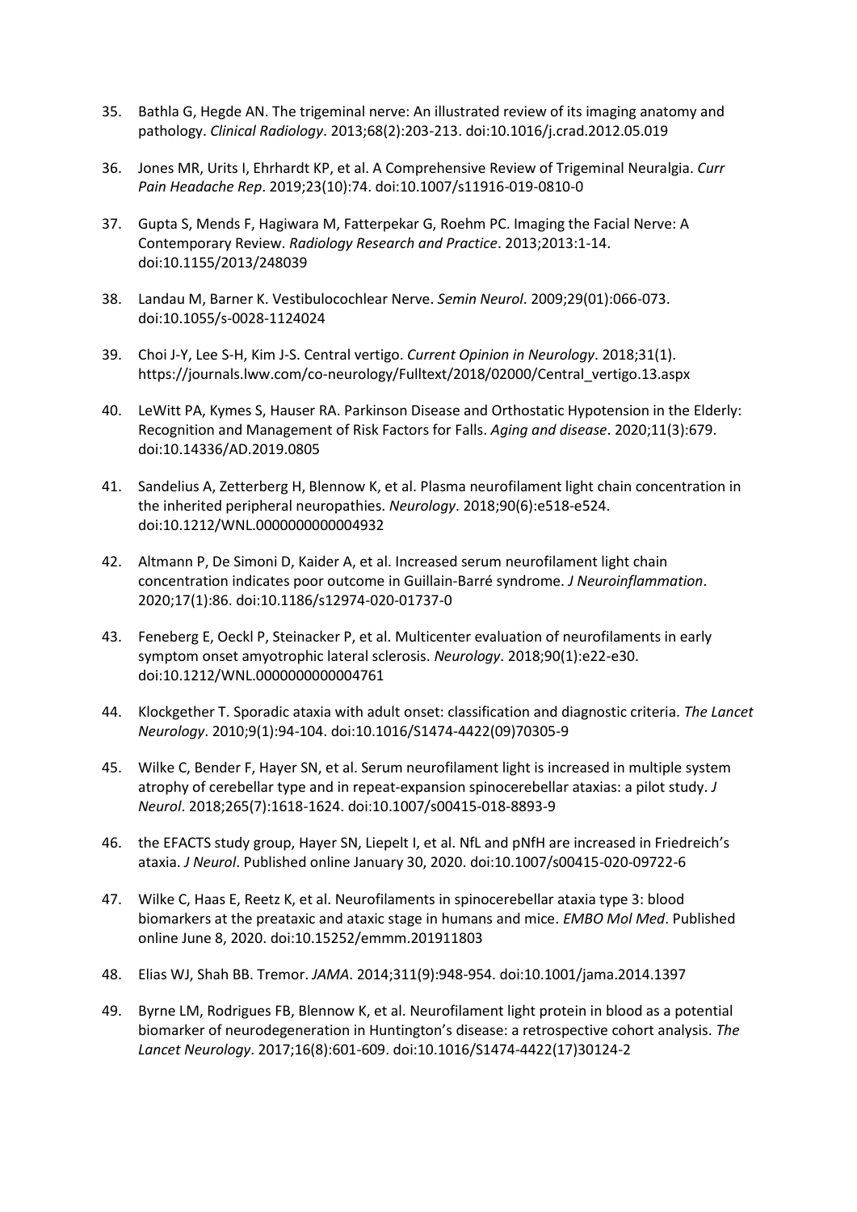35. Bathla G, Hegde AN. The trigeminal nerve: An illustrated review of its imaging anatomy and pathology. *Clinical Radiology*. 2013;68(2):203-213. doi:10.1016/j.crad.2012.05.019

36. Jones MR, Urits I, Ehrhardt KP, et al. A Comprehensive Review of Trigeminal Neuralgia. *Curr Pain Headache Rep*. 2019;23(10):74. doi:10.1007/s11916-019-0810-0

37. Gupta S, Mends F, Hagiwara M, Fatterpekar G, Roehm PC. Imaging the Facial Nerve: A Contemporary Review. *Radiology Research and Practice*. 2013;2013:1-14. doi:10.1155/2013/248039

38. Landau M, Barner K. Vestibulocochlear Nerve. *Semin Neurol*. 2009;29(01):066-073. doi:10.1055/s-0028-1124024

39. Choi J-Y, Lee S-H, Kim J-S. Central vertigo. *Current Opinion in Neurology*. 2018;31(1). https://journals.lww.com/co-neurology/Fulltext/2018/02000/Central_vertigo.13.aspx

40. LeWitt PA, Kymes S, Hauser RA. Parkinson Disease and Orthostatic Hypotension in the Elderly: Recognition and Management of Risk Factors for Falls. *Aging and disease*. 2020;11(3):679. doi:10.14336/AD.2019.0805

41. Sandelius A, Zetterberg H, Blennow K, et al. Plasma neurofilament light chain concentration in the inherited peripheral neuropathies. *Neurology*. 2018;90(6):e518-e524. doi:10.1212/WNL.0000000000004932

42. Altmann P, De Simoni D, Kaider A, et al. Increased serum neurofilament light chain concentration indicates poor outcome in Guillain-Barré syndrome. *J Neuroinflammation*. 2020;17(1):86. doi:10.1186/s12974-020-01737-0

43. Feneberg E, Oeckl P, Steinacker P, et al. Multicenter evaluation of neurofilaments in early symptom onset amyotrophic lateral sclerosis. *Neurology*. 2018;90(1):e22-e30. doi:10.1212/WNL.0000000000004761

44. Klockgether T. Sporadic ataxia with adult onset: classification and diagnostic criteria. *The Lancet Neurology*. 2010;9(1):94-104. doi:10.1016/S1474-4422(09)70305-9

45. Wilke C, Bender F, Hayer SN, et al. Serum neurofilament light is increased in multiple system atrophy of cerebellar type and in repeat-expansion spinocerebellar ataxias: a pilot study. *J Neurol*. 2018;265(7):1618-1624. doi:10.1007/s00415-018-8893-9

46. the EFACTS study group, Hayer SN, Liepelt I, et al. NfL and pNfH are increased in Friedreich's ataxia. *J Neurol*. Published online January 30, 2020. doi:10.1007/s00415-020-09722-6

47. Wilke C, Haas E, Reetz K, et al. Neurofilaments in spinocerebellar ataxia type 3: blood biomarkers at the preataxic and ataxic stage in humans and mice. *EMBO Mol Med*. Published online June 8, 2020. doi:10.15252/emmm.201911803

48. Elias WJ, Shah BB. Tremor. *JAMA*. 2014;311(9):948-954. doi:10.1001/jama.2014.1397

49. Byrne LM, Rodrigues FB, Blennow K, et al. Neurofilament light protein in blood as a potential biomarker of neurodegeneration in Huntington's disease: a retrospective cohort analysis. *The Lancet Neurology*. 2017;16(8):601-609. doi:10.1016/S1474-4422(17)30124-2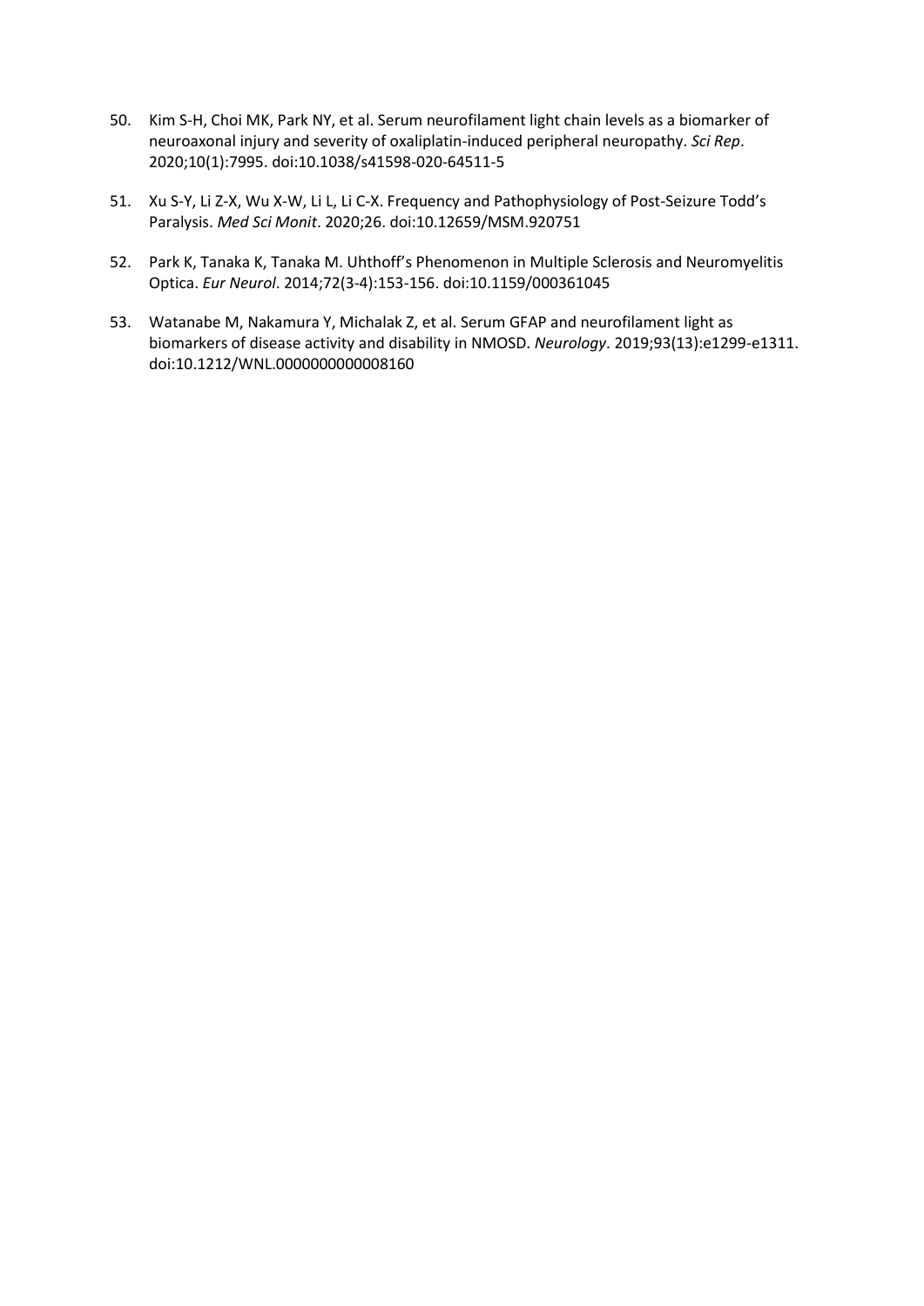50. Kim S-H, Choi MK, Park NY, et al. Serum neurofilament light chain levels as a biomarker of neuroaxonal injury and severity of oxaliplatin-induced peripheral neuropathy. *Sci Rep*. 2020;10(1):7995. doi:10.1038/s41598-020-64511-5

51. Xu S-Y, Li Z-X, Wu X-W, Li L, Li C-X. Frequency and Pathophysiology of Post-Seizure Todd's Paralysis. *Med Sci Monit*. 2020;26. doi:10.12659/MSM.920751

52. Park K, Tanaka K, Tanaka M. Uhthoff's Phenomenon in Multiple Sclerosis and Neuromyelitis Optica. *Eur Neurol*. 2014;72(3-4):153-156. doi:10.1159/000361045

53. Watanabe M, Nakamura Y, Michalak Z, et al. Serum GFAP and neurofilament light as biomarkers of disease activity and disability in NMOSD. *Neurology*. 2019;93(13):e1299-e1311. doi:10.1212/WNL.0000000000008160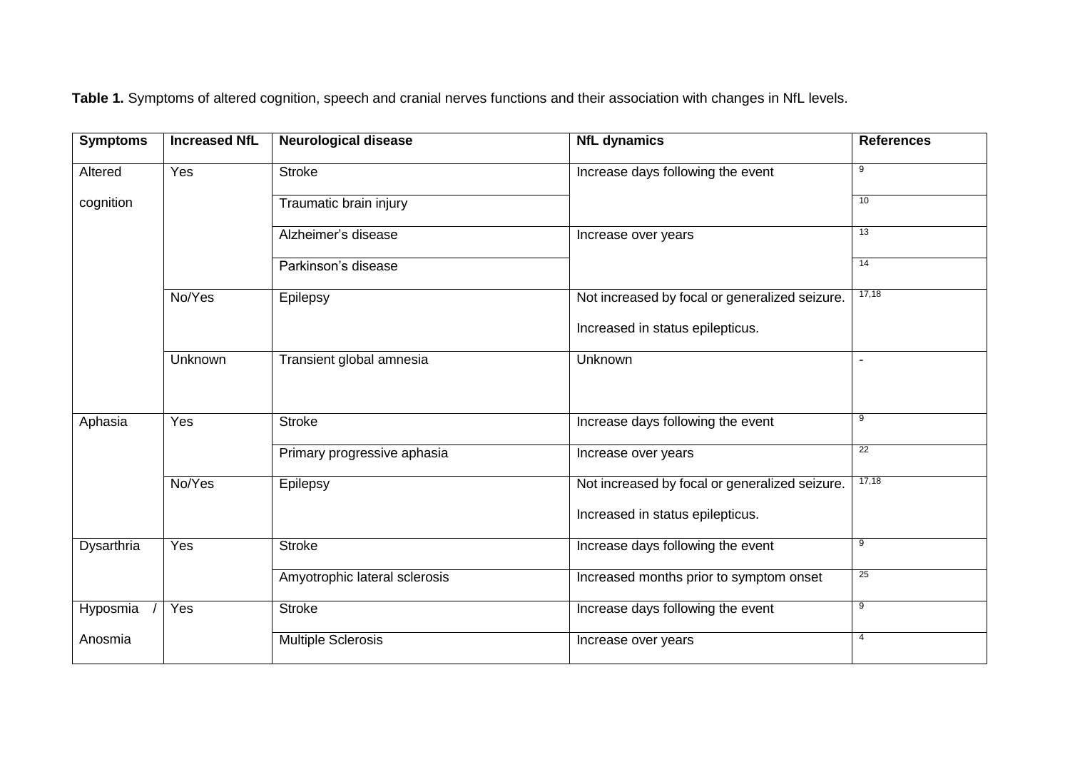**Table 1.** Symptoms of altered cognition, speech and cranial nerves functions and their association with changes in NfL levels.

| Symptoms | Increased NfL | Neurological disease | NfL dynamics | References |
|---|---|---|---|---|
| Altered cognition | Yes | Stroke | Increase days following the event | [9] |
| | | Traumatic brain injury | | [10] |
| | | Alzheimer's disease | Increase over years | [13] |
| | | Parkinson's disease | | [14] |
| | No/Yes | Epilepsy | Not increased by focal or generalized seizure. Increased in status epilepticus. | [17,18] |
| | Unknown | Transient global amnesia | Unknown | - |
| Aphasia | Yes | Stroke | Increase days following the event | [9] |
| | | Primary progressive aphasia | Increase over years | [22] |
| | No/Yes | Epilepsy | Not increased by focal or generalized seizure. Increased in status epilepticus. | [17,18] |
| Dysarthria | Yes | Stroke | Increase days following the event | [9] |
| | | Amyotrophic lateral sclerosis | Increased months prior to symptom onset | [25] |
| Hyposmia / Anosmia | Yes | Stroke | Increase days following the event | [9] |
| | | Multiple Sclerosis | Increase over years | [4] |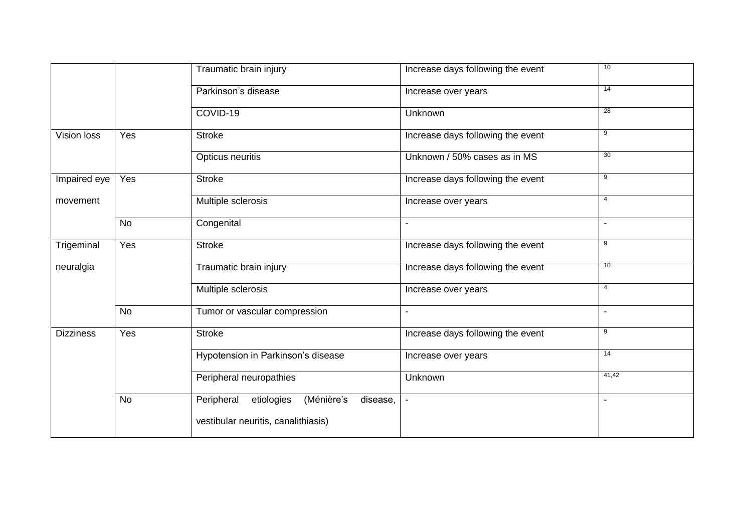| | | | | |
|---|---|---|---|---|
| | | Traumatic brain injury | Increase days following the event | [10] |
| | | Parkinson's disease | Increase over years | [14] |
| | | COVID-19 | Unknown | [28] |
| Vision loss | Yes | Stroke | Increase days following the event | [9] |
| | | Opticus neuritis | Unknown / 50% cases as in MS | [30] |
| Impaired eye movement | Yes | Stroke | Increase days following the event | [9] |
| | | Multiple sclerosis | Increase over years | [4] |
| | No | Congenital | - | - |
| Trigeminal neuralgia | Yes | Stroke | Increase days following the event | [9] |
| | | Traumatic brain injury | Increase days following the event | [10] |
| | | Multiple sclerosis | Increase over years | [4] |
| | No | Tumor or vascular compression | - | - |
| Dizziness | Yes | Stroke | Increase days following the event | [9] |
| | | Hypotension in Parkinson's disease | Increase over years | [14] |
| | | Peripheral neuropathies | Unknown | [41,42] |
| | No | Peripheral etiologies (Ménière's disease, vestibular neuritis, canalithiasis) | - | - |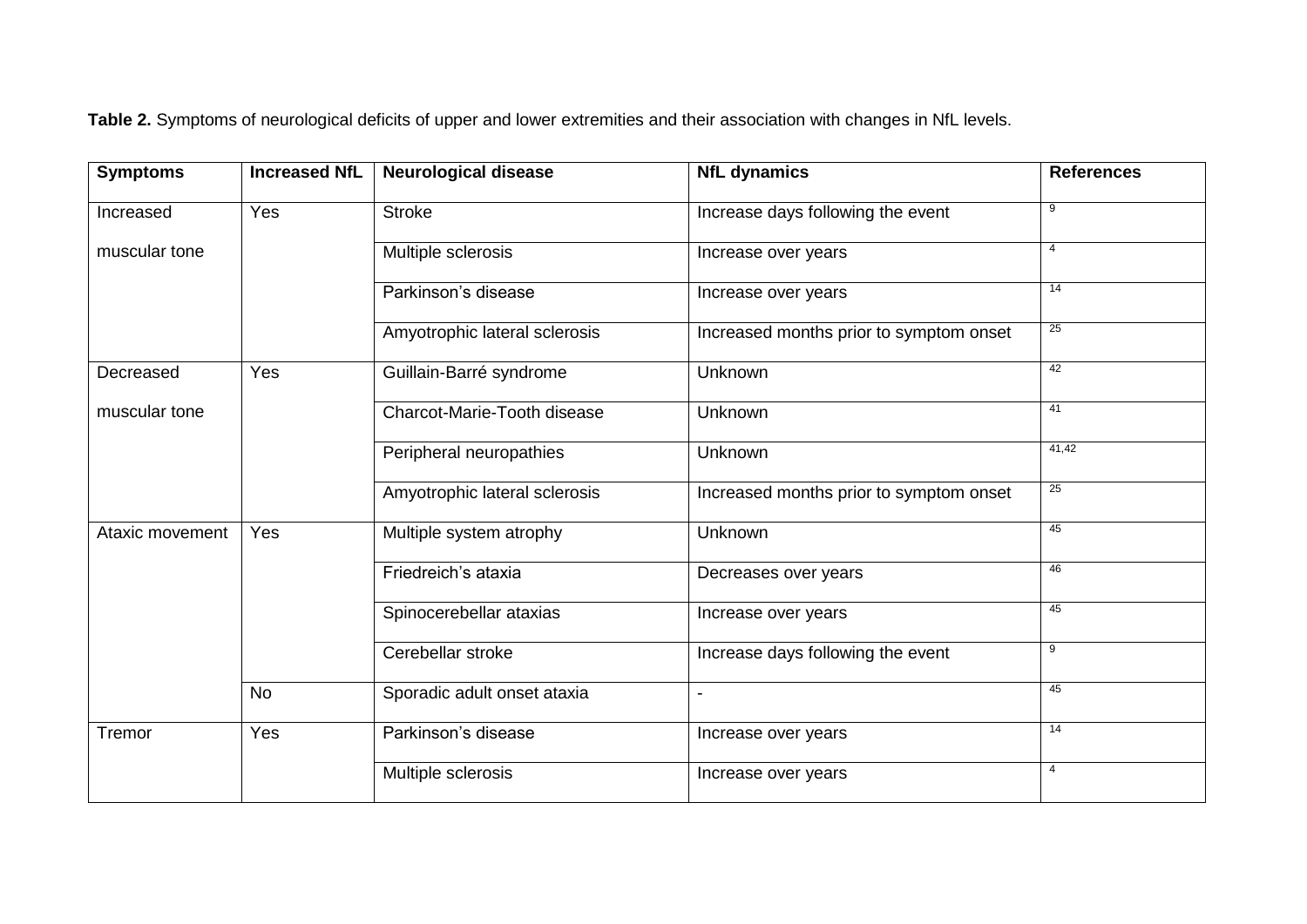**Table 2.** Symptoms of neurological deficits of upper and lower extremities and their association with changes in NfL levels.

| Symptoms | Increased NfL | Neurological disease | NfL dynamics | References |
|---|---|---|---|---|
| Increased muscular tone | Yes | Stroke | Increase days following the event | [9] |
| | | Multiple sclerosis | Increase over years | [4] |
| | | Parkinson's disease | Increase over years | [14] |
| | | Amyotrophic lateral sclerosis | Increased months prior to symptom onset | [25] |
| Decreased muscular tone | Yes | Guillain-Barré syndrome | Unknown | [42] |
| | | Charcot-Marie-Tooth disease | Unknown | [41] |
| | | Peripheral neuropathies | Unknown | [41,42] |
| | | Amyotrophic lateral sclerosis | Increased months prior to symptom onset | [25] |
| Ataxic movement | Yes | Multiple system atrophy | Unknown | [45] |
| | | Friedreich's ataxia | Decreases over years | [46] |
| | | Spinocerebellar ataxias | Increase over years | [45] |
| | | Cerebellar stroke | Increase days following the event | [9] |
| | No | Sporadic adult onset ataxia | - | [45] |
| Tremor | Yes | Parkinson's disease | Increase over years | [14] |
| | | Multiple sclerosis | Increase over years | [4] |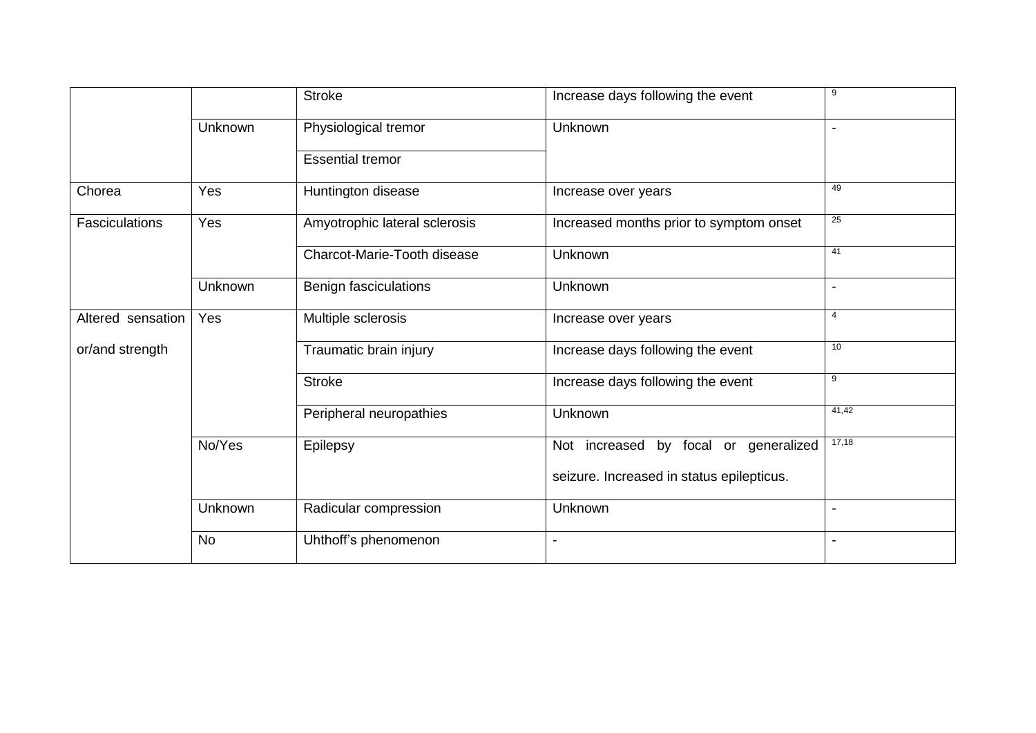| | | | | |
|---|---|---|---|---|
| | | Stroke | Increase days following the event | [9] |
| | Unknown | Physiological tremor | Unknown | - |
| | | Essential tremor | | |
| Chorea | Yes | Huntington disease | Increase over years | [49] |
| Fasciculations | Yes | Amyotrophic lateral sclerosis | Increased months prior to symptom onset | [25] |
| | | Charcot-Marie-Tooth disease | Unknown | [41] |
| | Unknown | Benign fasciculations | Unknown | - |
| Altered sensation or/and strength | Yes | Multiple sclerosis | Increase over years | [4] |
| | | Traumatic brain injury | Increase days following the event | [10] |
| | | Stroke | Increase days following the event | [9] |
| | | Peripheral neuropathies | Unknown | [41,42] |
| | No/Yes | Epilepsy | Not increased by focal or generalized seizure. Increased in status epilepticus. | [17,18] |
| | Unknown | Radicular compression | Unknown | - |
| | No | Uhthoff's phenomenon | - | - |